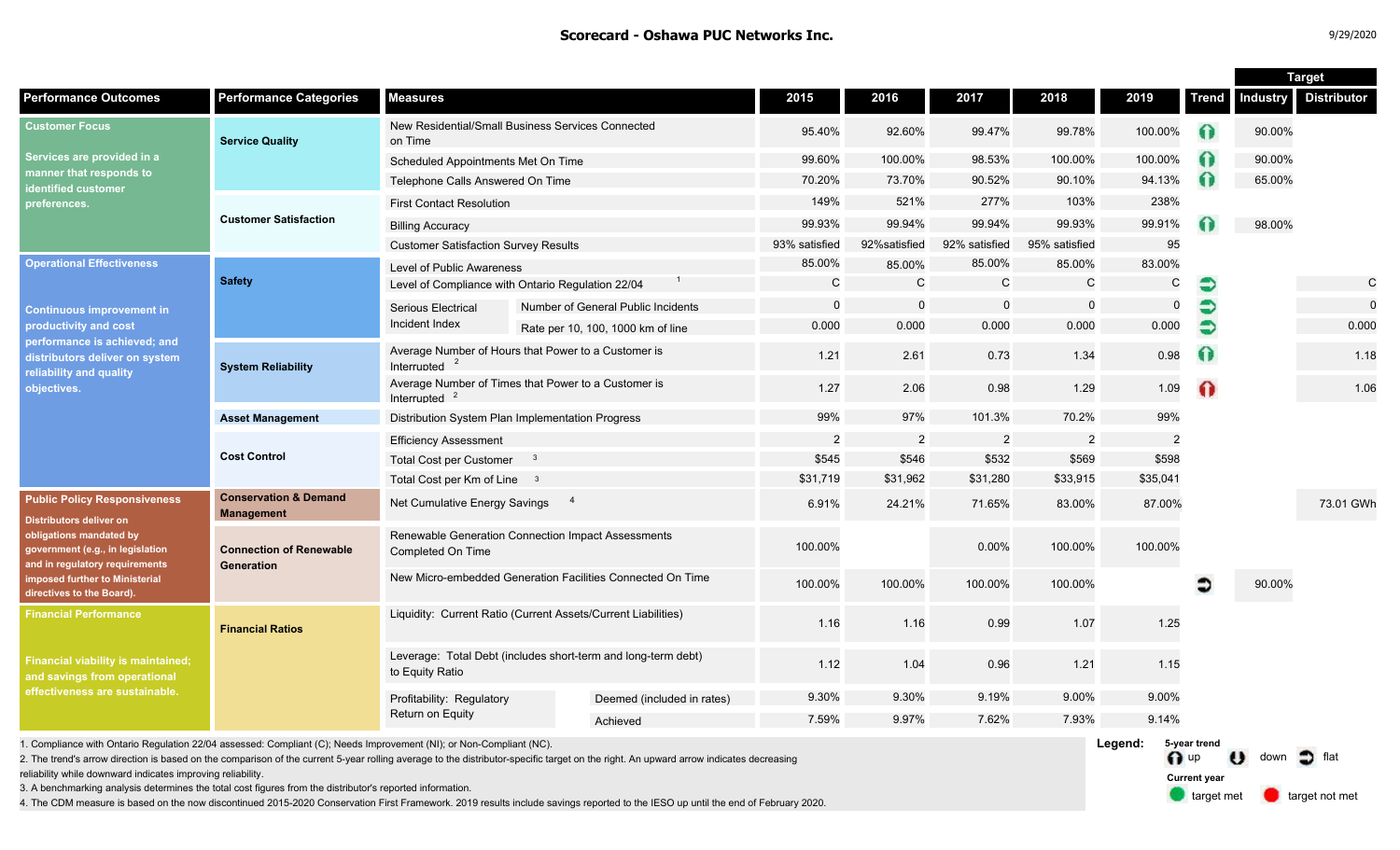# Scorecard - Oshawa PUC Networks Inc.

9/29/2020

| Performance Outcomes | Performance Categories | Measures | | 2015 | 2016 | 2017 | 2018 | 2019 | Trend | Target: Industry | Target: Distributor |
|---|---|---|---|---|---|---|---|---|---|---|---|
| **Customer Focus** Services are provided in a manner that responds to identified customer preferences. | Service Quality | New Residential/Small Business Services Connected on Time | | 95.40% | 92.60% | 99.47% | 99.78% | 100.00% | up (target met) | 90.00% | |
| | | Scheduled Appointments Met On Time | | 99.60% | 100.00% | 98.53% | 100.00% | 100.00% | up (target met) | 90.00% | |
| | | Telephone Calls Answered On Time | | 70.20% | 73.70% | 90.52% | 90.10% | 94.13% | up (target met) | 65.00% | |
| | Customer Satisfaction | First Contact Resolution | | 149% | 521% | 277% | 103% | 238% | | | |
| | | Billing Accuracy | | 99.93% | 99.94% | 99.94% | 99.93% | 99.91% | up (target met) | 98.00% | |
| | | Customer Satisfaction Survey Results | | 93% satisfied | 92%satisfied | 92% satisfied | 95% satisfied | 95 | | | |
| **Operational Effectiveness** Continuous improvement in productivity and cost performance is achieved; and distributors deliver on system reliability and quality objectives. | Safety | Level of Public Awareness | | 85.00% | 85.00% | 85.00% | 85.00% | 83.00% | | | |
| | | Level of Compliance with Ontario Regulation 22/04 [1] | | C | C | C | C | C | flat (target met) | | C |
| | | Serious Electrical Incident Index | Number of General Public Incidents | 0 | 0 | 0 | 0 | 0 | flat (target met) | | 0 |
| | | | Rate per 10, 100, 1000 km of line | 0.000 | 0.000 | 0.000 | 0.000 | 0.000 | flat (target met) | | 0.000 |
| | System Reliability | Average Number of Hours that Power to a Customer is Interrupted [2] | | 1.21 | 2.61 | 0.73 | 1.34 | 0.98 | up (target met) | | 1.18 |
| | | Average Number of Times that Power to a Customer is Interrupted [2] | | 1.27 | 2.06 | 0.98 | 1.29 | 1.09 | up (target not met) | | 1.06 |
| | Asset Management | Distribution System Plan Implementation Progress | | 99% | 97% | 101.3% | 70.2% | 99% | | | |
| | Cost Control | Efficiency Assessment | | 2 | 2 | 2 | 2 | 2 | | | |
| | | Total Cost per Customer [3] | | $545 | $546 | $532 | $569 | $598 | | | |
| | | Total Cost per Km of Line [3] | | $31,719 | $31,962 | $31,280 | $33,915 | $35,041 | | | |
| **Public Policy Responsiveness** Distributors deliver on obligations mandated by government (e.g., in legislation and in regulatory requirements imposed further to Ministerial directives to the Board). | Conservation & Demand Management | Net Cumulative Energy Savings [4] | | 6.91% | 24.21% | 71.65% | 83.00% | 87.00% | | | 73.01 GWh |
| | Connection of Renewable Generation | Renewable Generation Connection Impact Assessments Completed On Time | | 100.00% | | 0.00% | 100.00% | 100.00% | | | |
| | | New Micro-embedded Generation Facilities Connected On Time | | 100.00% | 100.00% | 100.00% | 100.00% | | flat | 90.00% | |
| **Financial Performance** Financial viability is maintained; and savings from operational effectiveness are sustainable. | Financial Ratios | Liquidity: Current Ratio (Current Assets/Current Liabilities) | | 1.16 | 1.16 | 0.99 | 1.07 | 1.25 | | | |
| | | Leverage: Total Debt (includes short-term and long-term debt) to Equity Ratio | | 1.12 | 1.04 | 0.96 | 1.21 | 1.15 | | | |
| | | Profitability: Regulatory Return on Equity | Deemed (included in rates) | 9.30% | 9.30% | 9.19% | 9.00% | 9.00% | | | |
| | | | Achieved | 7.59% | 9.97% | 7.62% | 7.93% | 9.14% | | | |

1. Compliance with Ontario Regulation 22/04 assessed: Compliant (C); Needs Improvement (NI); or Non-Compliant (NC).
2. The trend's arrow direction is based on the comparison of the current 5-year rolling average to the distributor-specific target on the right. An upward arrow indicates decreasing reliability while downward indicates improving reliability.
3. A benchmarking analysis determines the total cost figures from the distributor's reported information.
4. The CDM measure is based on the now discontinued 2015-2020 Conservation First Framework. 2019 results include savings reported to the IESO up until the end of February 2020.

**Legend:**
5-year trend: up / down / flat
Current year: target met / target not met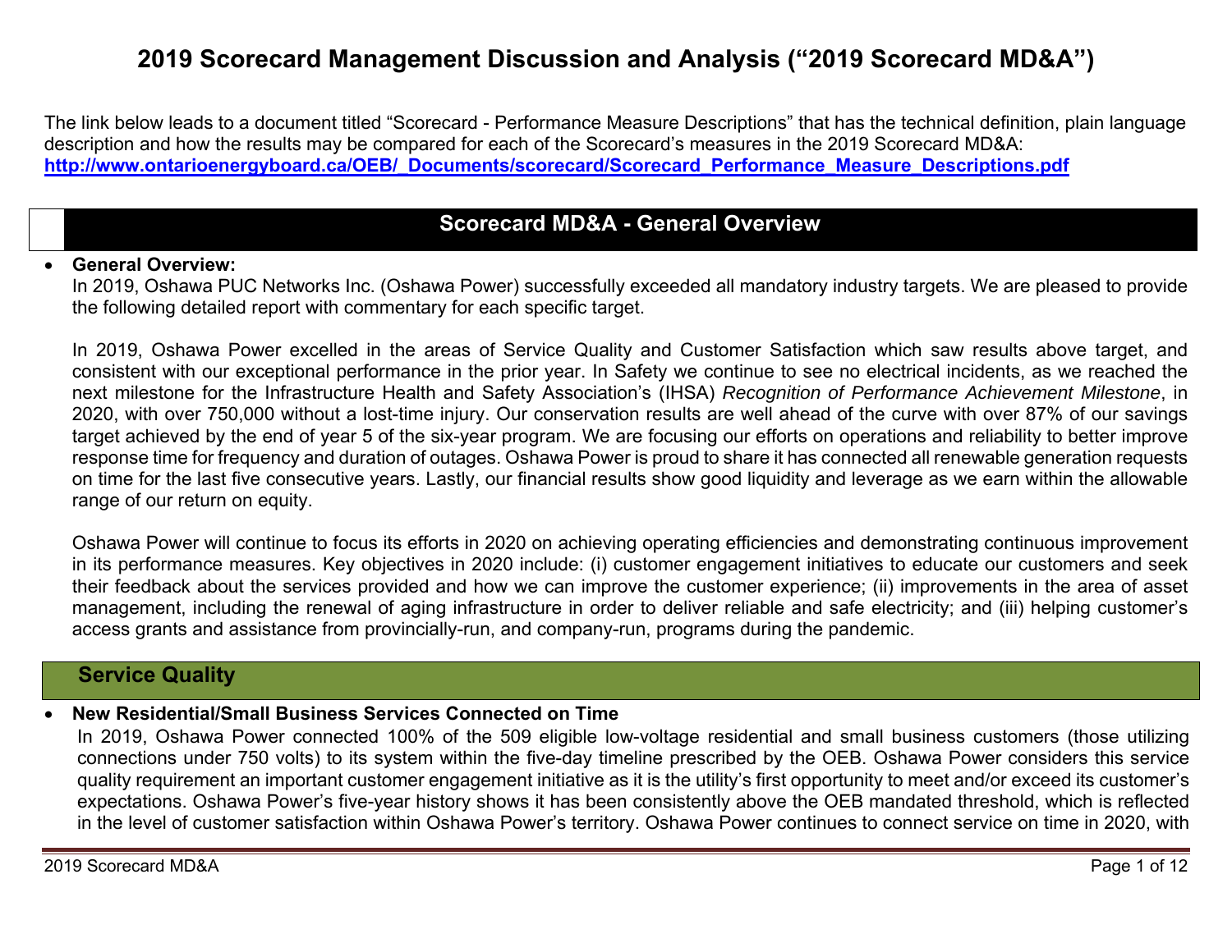# 2019 Scorecard Management Discussion and Analysis ("2019 Scorecard MD&A")

The link below leads to a document titled "Scorecard - Performance Measure Descriptions" that has the technical definition, plain language description and how the results may be compared for each of the Scorecard's measures in the 2019 Scorecard MD&A: **http://www.ontarioenergyboard.ca/OEB/_Documents/scorecard/Scorecard_Performance_Measure_Descriptions.pdf**

## Scorecard MD&A - General Overview

- **General Overview:**

  In 2019, Oshawa PUC Networks Inc. (Oshawa Power) successfully exceeded all mandatory industry targets. We are pleased to provide the following detailed report with commentary for each specific target.

  In 2019, Oshawa Power excelled in the areas of Service Quality and Customer Satisfaction which saw results above target, and consistent with our exceptional performance in the prior year. In Safety we continue to see no electrical incidents, as we reached the next milestone for the Infrastructure Health and Safety Association's (IHSA) *Recognition of Performance Achievement Milestone*, in 2020, with over 750,000 without a lost-time injury. Our conservation results are well ahead of the curve with over 87% of our savings target achieved by the end of year 5 of the six-year program. We are focusing our efforts on operations and reliability to better improve response time for frequency and duration of outages. Oshawa Power is proud to share it has connected all renewable generation requests on time for the last five consecutive years. Lastly, our financial results show good liquidity and leverage as we earn within the allowable range of our return on equity.

  Oshawa Power will continue to focus its efforts in 2020 on achieving operating efficiencies and demonstrating continuous improvement in its performance measures. Key objectives in 2020 include: (i) customer engagement initiatives to educate our customers and seek their feedback about the services provided and how we can improve the customer experience; (ii) improvements in the area of asset management, including the renewal of aging infrastructure in order to deliver reliable and safe electricity; and (iii) helping customer's access grants and assistance from provincially-run, and company-run, programs during the pandemic.

## Service Quality

- **New Residential/Small Business Services Connected on Time**

  In 2019, Oshawa Power connected 100% of the 509 eligible low-voltage residential and small business customers (those utilizing connections under 750 volts) to its system within the five-day timeline prescribed by the OEB. Oshawa Power considers this service quality requirement an important customer engagement initiative as it is the utility's first opportunity to meet and/or exceed its customer's expectations. Oshawa Power's five-year history shows it has been consistently above the OEB mandated threshold, which is reflected in the level of customer satisfaction within Oshawa Power's territory. Oshawa Power continues to connect service on time in 2020, with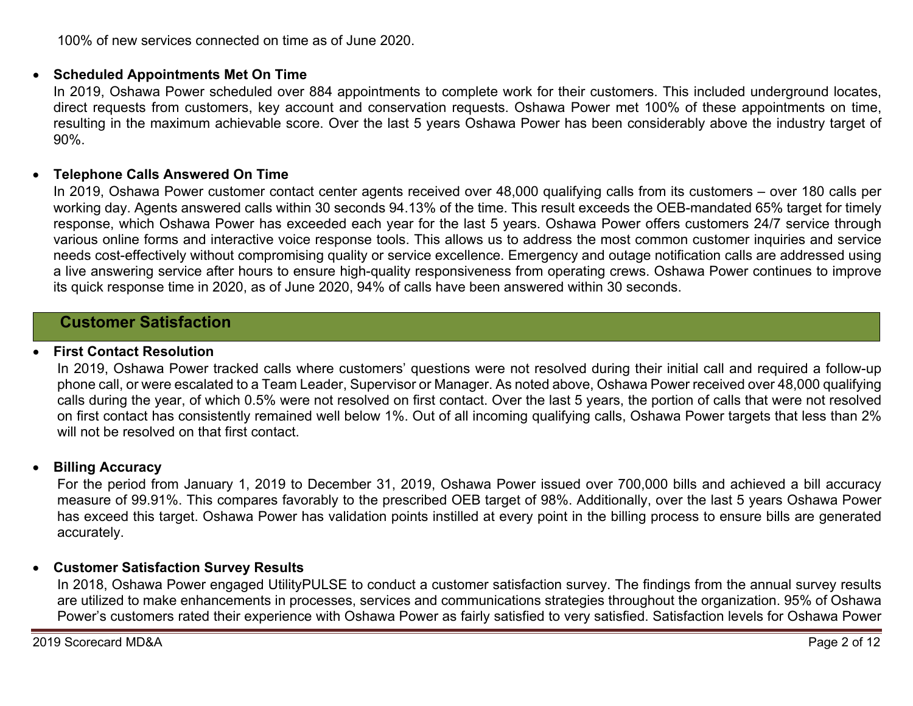100% of new services connected on time as of June 2020.

- **Scheduled Appointments Met On Time**

  In 2019, Oshawa Power scheduled over 884 appointments to complete work for their customers. This included underground locates, direct requests from customers, key account and conservation requests. Oshawa Power met 100% of these appointments on time, resulting in the maximum achievable score. Over the last 5 years Oshawa Power has been considerably above the industry target of 90%.

- **Telephone Calls Answered On Time**

  In 2019, Oshawa Power customer contact center agents received over 48,000 qualifying calls from its customers – over 180 calls per working day. Agents answered calls within 30 seconds 94.13% of the time. This result exceeds the OEB-mandated 65% target for timely response, which Oshawa Power has exceeded each year for the last 5 years. Oshawa Power offers customers 24/7 service through various online forms and interactive voice response tools. This allows us to address the most common customer inquiries and service needs cost-effectively without compromising quality or service excellence. Emergency and outage notification calls are addressed using a live answering service after hours to ensure high-quality responsiveness from operating crews. Oshawa Power continues to improve its quick response time in 2020, as of June 2020, 94% of calls have been answered within 30 seconds.

## Customer Satisfaction

- **First Contact Resolution**

  In 2019, Oshawa Power tracked calls where customers' questions were not resolved during their initial call and required a follow-up phone call, or were escalated to a Team Leader, Supervisor or Manager. As noted above, Oshawa Power received over 48,000 qualifying calls during the year, of which 0.5% were not resolved on first contact. Over the last 5 years, the portion of calls that were not resolved on first contact has consistently remained well below 1%. Out of all incoming qualifying calls, Oshawa Power targets that less than 2% will not be resolved on that first contact.

- **Billing Accuracy**

  For the period from January 1, 2019 to December 31, 2019, Oshawa Power issued over 700,000 bills and achieved a bill accuracy measure of 99.91%. This compares favorably to the prescribed OEB target of 98%. Additionally, over the last 5 years Oshawa Power has exceed this target. Oshawa Power has validation points instilled at every point in the billing process to ensure bills are generated accurately.

- **Customer Satisfaction Survey Results**

  In 2018, Oshawa Power engaged UtilityPULSE to conduct a customer satisfaction survey. The findings from the annual survey results are utilized to make enhancements in processes, services and communications strategies throughout the organization. 95% of Oshawa Power's customers rated their experience with Oshawa Power as fairly satisfied to very satisfied. Satisfaction levels for Oshawa Power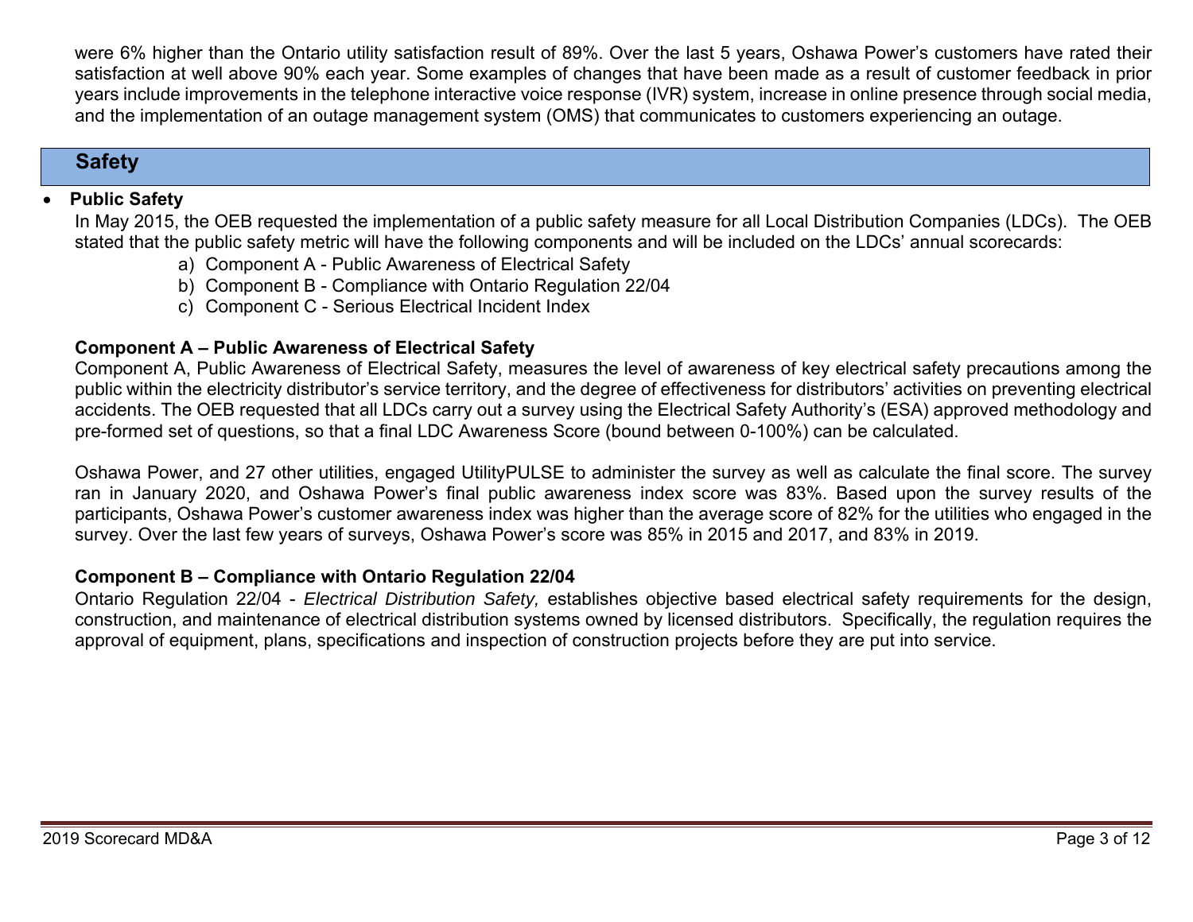were 6% higher than the Ontario utility satisfaction result of 89%. Over the last 5 years, Oshawa Power's customers have rated their satisfaction at well above 90% each year. Some examples of changes that have been made as a result of customer feedback in prior years include improvements in the telephone interactive voice response (IVR) system, increase in online presence through social media, and the implementation of an outage management system (OMS) that communicates to customers experiencing an outage.

## Safety

- **Public Safety**

  In May 2015, the OEB requested the implementation of a public safety measure for all Local Distribution Companies (LDCs). The OEB stated that the public safety metric will have the following components and will be included on the LDCs' annual scorecards:

  a) Component A - Public Awareness of Electrical Safety
  b) Component B - Compliance with Ontario Regulation 22/04
  c) Component C - Serious Electrical Incident Index

  **Component A – Public Awareness of Electrical Safety**

  Component A, Public Awareness of Electrical Safety, measures the level of awareness of key electrical safety precautions among the public within the electricity distributor's service territory, and the degree of effectiveness for distributors' activities on preventing electrical accidents. The OEB requested that all LDCs carry out a survey using the Electrical Safety Authority's (ESA) approved methodology and pre-formed set of questions, so that a final LDC Awareness Score (bound between 0-100%) can be calculated.

  Oshawa Power, and 27 other utilities, engaged UtilityPULSE to administer the survey as well as calculate the final score. The survey ran in January 2020, and Oshawa Power's final public awareness index score was 83%. Based upon the survey results of the participants, Oshawa Power's customer awareness index was higher than the average score of 82% for the utilities who engaged in the survey. Over the last few years of surveys, Oshawa Power's score was 85% in 2015 and 2017, and 83% in 2019.

  **Component B – Compliance with Ontario Regulation 22/04**

  Ontario Regulation 22/04 - *Electrical Distribution Safety,* establishes objective based electrical safety requirements for the design, construction, and maintenance of electrical distribution systems owned by licensed distributors. Specifically, the regulation requires the approval of equipment, plans, specifications and inspection of construction projects before they are put into service.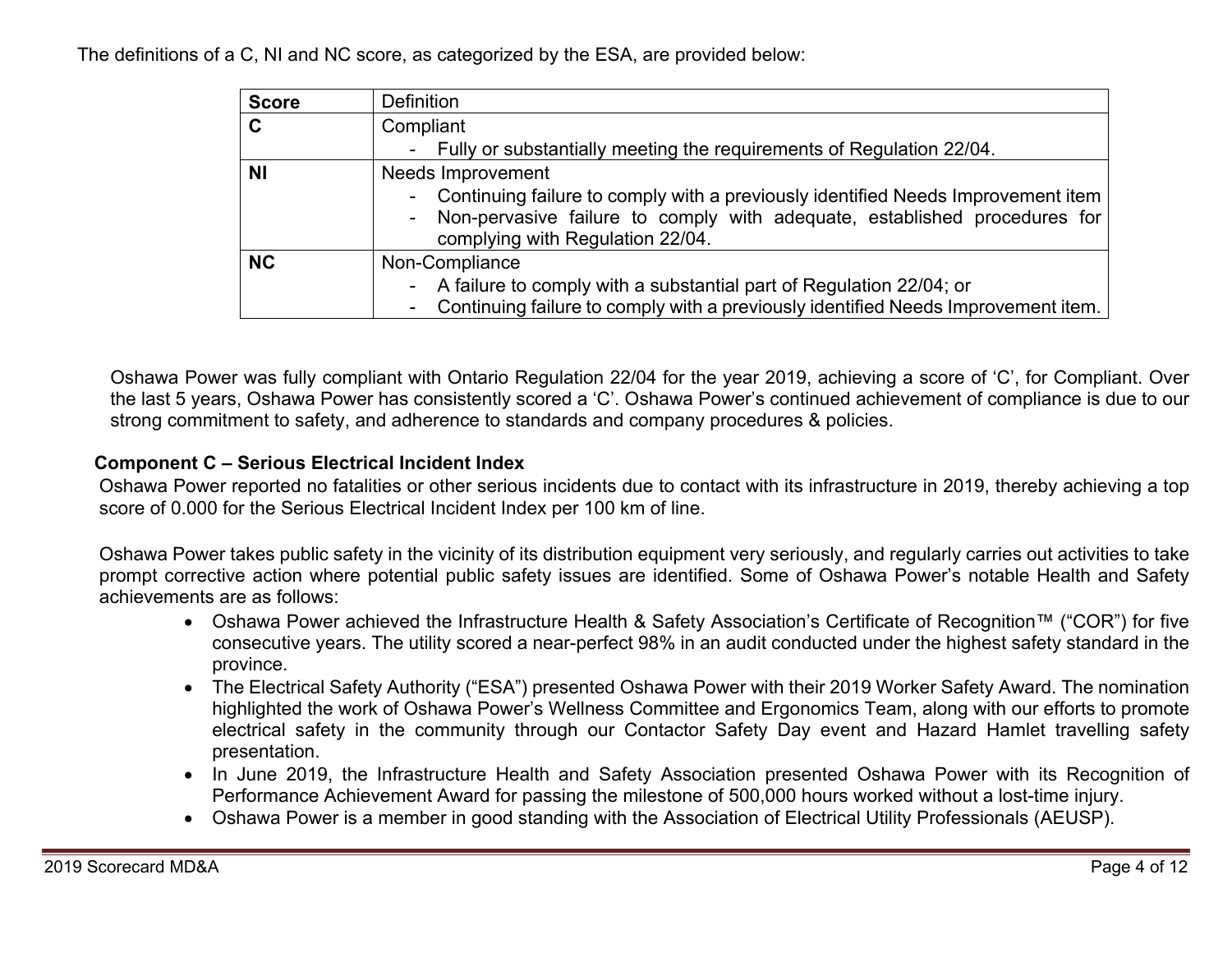The definitions of a C, NI and NC score, as categorized by the ESA, are provided below:

| Score | Definition |
| --- | --- |
| **C** | Compliant<br>- Fully or substantially meeting the requirements of Regulation 22/04. |
| **NI** | Needs Improvement<br>- Continuing failure to comply with a previously identified Needs Improvement item<br>- Non-pervasive failure to comply with adequate, established procedures for complying with Regulation 22/04. |
| **NC** | Non-Compliance<br>- A failure to comply with a substantial part of Regulation 22/04; or<br>- Continuing failure to comply with a previously identified Needs Improvement item. |

Oshawa Power was fully compliant with Ontario Regulation 22/04 for the year 2019, achieving a score of 'C', for Compliant. Over the last 5 years, Oshawa Power has consistently scored a 'C'. Oshawa Power's continued achievement of compliance is due to our strong commitment to safety, and adherence to standards and company procedures & policies.

**Component C – Serious Electrical Incident Index**

Oshawa Power reported no fatalities or other serious incidents due to contact with its infrastructure in 2019, thereby achieving a top score of 0.000 for the Serious Electrical Incident Index per 100 km of line.

Oshawa Power takes public safety in the vicinity of its distribution equipment very seriously, and regularly carries out activities to take prompt corrective action where potential public safety issues are identified. Some of Oshawa Power's notable Health and Safety achievements are as follows:

- Oshawa Power achieved the Infrastructure Health & Safety Association's Certificate of Recognition™ ("COR") for five consecutive years. The utility scored a near-perfect 98% in an audit conducted under the highest safety standard in the province.
- The Electrical Safety Authority ("ESA") presented Oshawa Power with their 2019 Worker Safety Award. The nomination highlighted the work of Oshawa Power's Wellness Committee and Ergonomics Team, along with our efforts to promote electrical safety in the community through our Contactor Safety Day event and Hazard Hamlet travelling safety presentation.
- In June 2019, the Infrastructure Health and Safety Association presented Oshawa Power with its Recognition of Performance Achievement Award for passing the milestone of 500,000 hours worked without a lost-time injury.
- Oshawa Power is a member in good standing with the Association of Electrical Utility Professionals (AEUSP).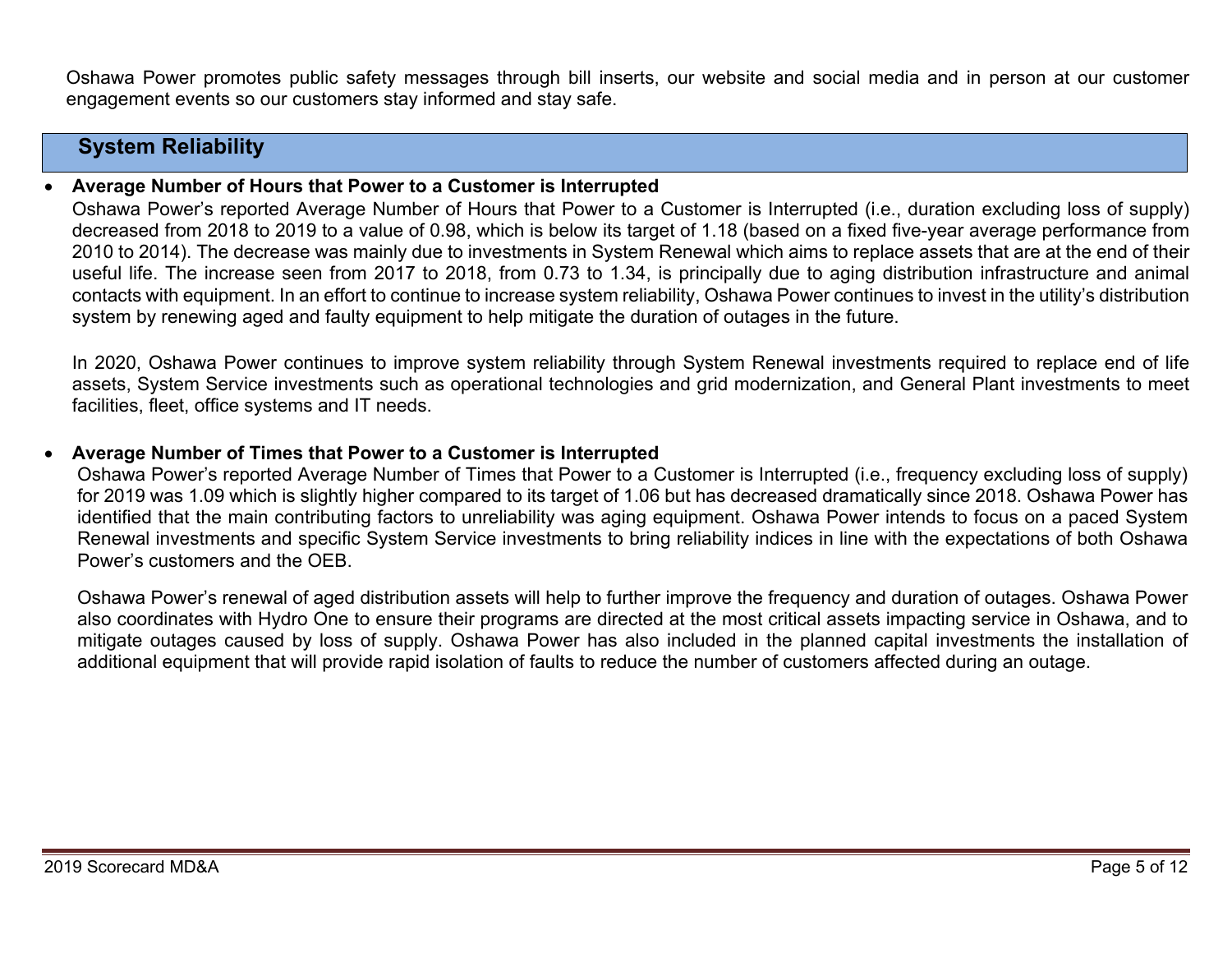Oshawa Power promotes public safety messages through bill inserts, our website and social media and in person at our customer engagement events so our customers stay informed and stay safe.

## System Reliability

- **Average Number of Hours that Power to a Customer is Interrupted**

  Oshawa Power's reported Average Number of Hours that Power to a Customer is Interrupted (i.e., duration excluding loss of supply) decreased from 2018 to 2019 to a value of 0.98, which is below its target of 1.18 (based on a fixed five-year average performance from 2010 to 2014). The decrease was mainly due to investments in System Renewal which aims to replace assets that are at the end of their useful life. The increase seen from 2017 to 2018, from 0.73 to 1.34, is principally due to aging distribution infrastructure and animal contacts with equipment. In an effort to continue to increase system reliability, Oshawa Power continues to invest in the utility's distribution system by renewing aged and faulty equipment to help mitigate the duration of outages in the future.

  In 2020, Oshawa Power continues to improve system reliability through System Renewal investments required to replace end of life assets, System Service investments such as operational technologies and grid modernization, and General Plant investments to meet facilities, fleet, office systems and IT needs.

- **Average Number of Times that Power to a Customer is Interrupted**

  Oshawa Power's reported Average Number of Times that Power to a Customer is Interrupted (i.e., frequency excluding loss of supply) for 2019 was 1.09 which is slightly higher compared to its target of 1.06 but has decreased dramatically since 2018. Oshawa Power has identified that the main contributing factors to unreliability was aging equipment. Oshawa Power intends to focus on a paced System Renewal investments and specific System Service investments to bring reliability indices in line with the expectations of both Oshawa Power's customers and the OEB.

  Oshawa Power's renewal of aged distribution assets will help to further improve the frequency and duration of outages. Oshawa Power also coordinates with Hydro One to ensure their programs are directed at the most critical assets impacting service in Oshawa, and to mitigate outages caused by loss of supply. Oshawa Power has also included in the planned capital investments the installation of additional equipment that will provide rapid isolation of faults to reduce the number of customers affected during an outage.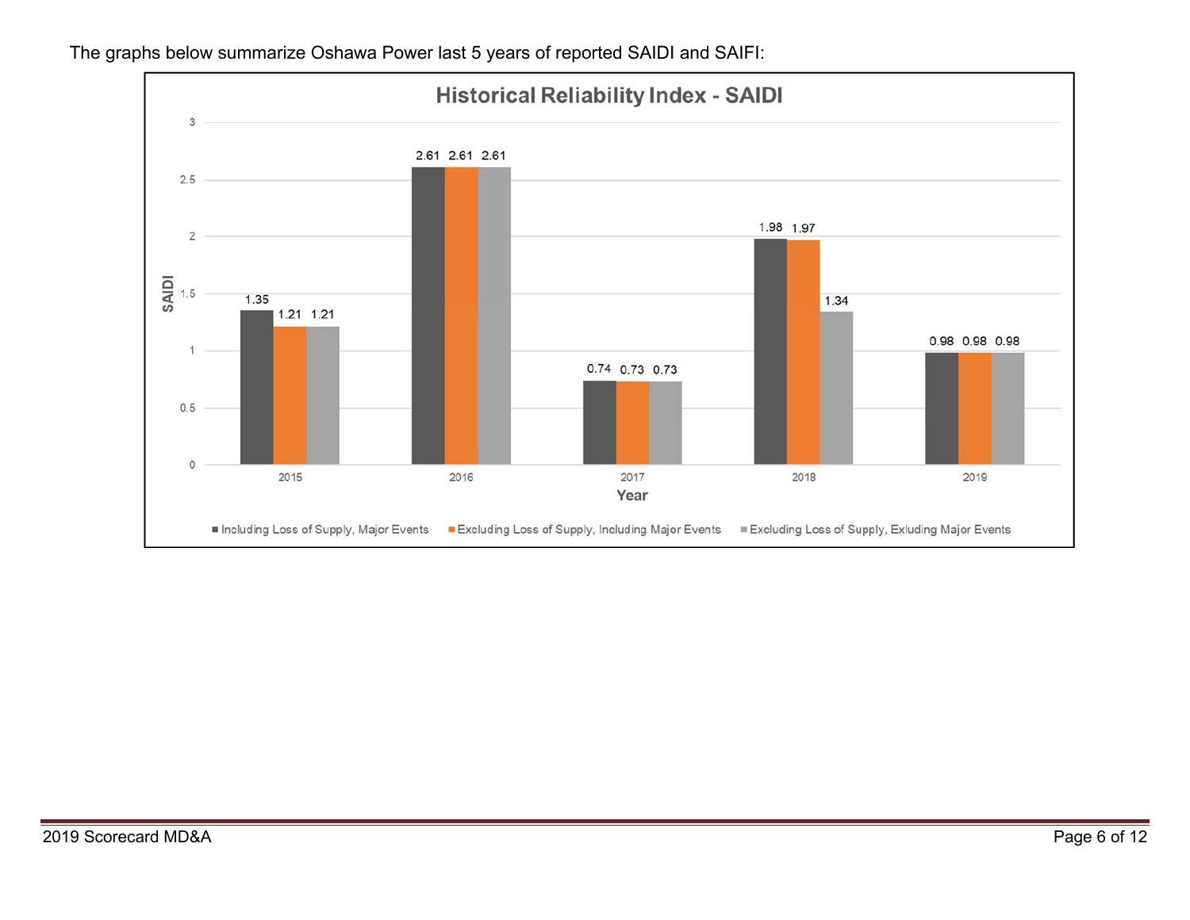The graphs below summarize Oshawa Power last 5 years of reported SAIDI and SAIFI:

**Historical Reliability Index - SAIDI**

| Year | Including Loss of Supply, Major Events | Excluding Loss of Supply, Including Major Events | Excluding Loss of Supply, Exluding Major Events |
|---|---|---|---|
| 2015 | 1.35 | 1.21 | 1.21 |
| 2016 | 2.61 | 2.61 | 2.61 |
| 2017 | 0.74 | 0.73 | 0.73 |
| 2018 | 1.98 | 1.97 | 1.34 |
| 2019 | 0.98 | 0.98 | 0.98 |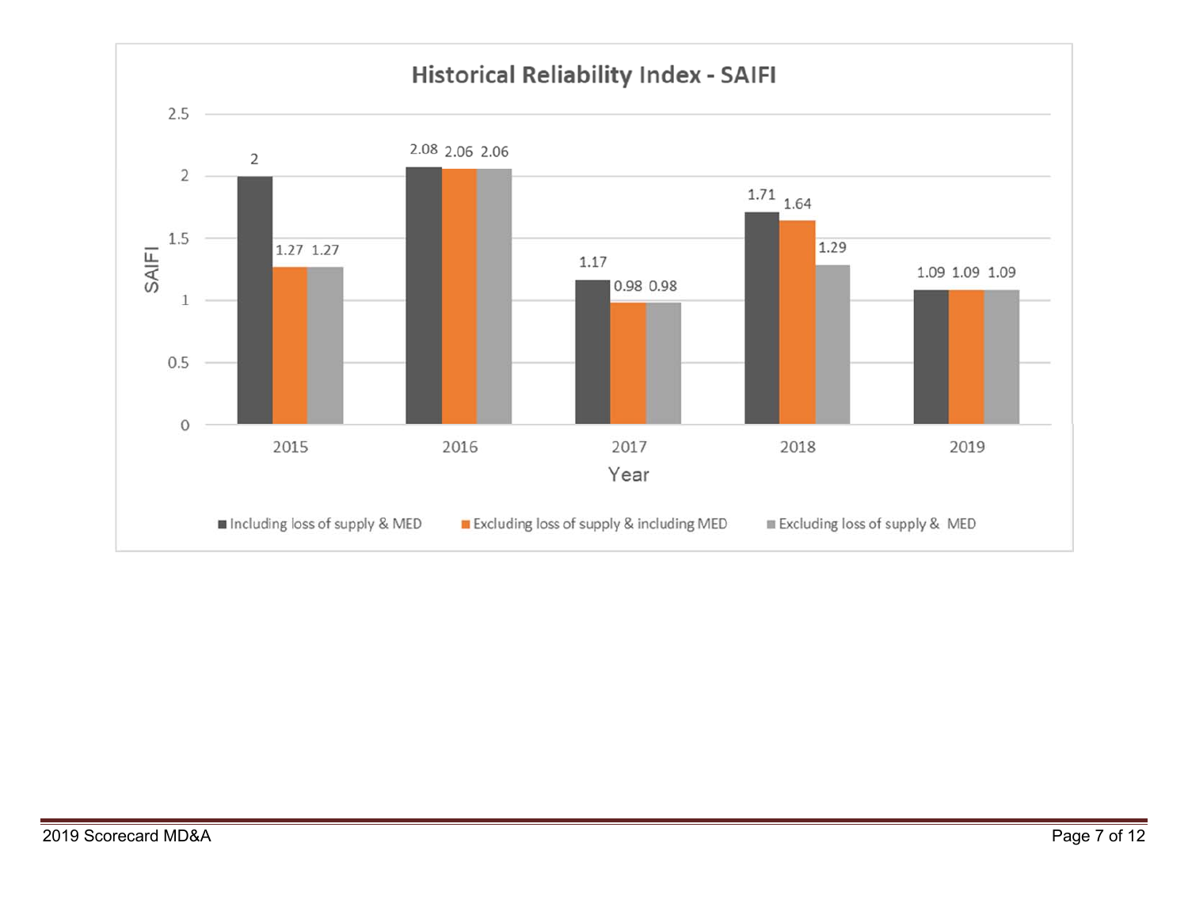## Historical Reliability Index - SAIFI

| Year | Including loss of supply & MED | Excluding loss of supply & including MED | Excluding loss of supply & MED |
|---|---|---|---|
| 2015 | 2 | 1.27 | 1.27 |
| 2016 | 2.08 | 2.06 | 2.06 |
| 2017 | 1.17 | 0.98 | 0.98 |
| 2018 | 1.71 | 1.64 | 1.29 |
| 2019 | 1.09 | 1.09 | 1.09 |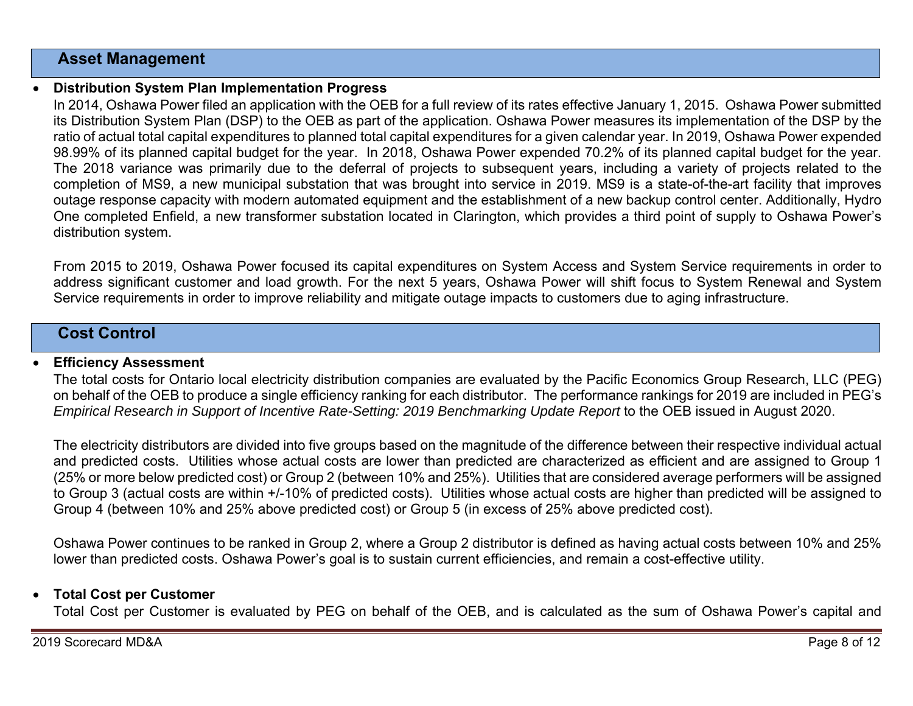## Asset Management

- **Distribution System Plan Implementation Progress**

  In 2014, Oshawa Power filed an application with the OEB for a full review of its rates effective January 1, 2015. Oshawa Power submitted its Distribution System Plan (DSP) to the OEB as part of the application. Oshawa Power measures its implementation of the DSP by the ratio of actual total capital expenditures to planned total capital expenditures for a given calendar year. In 2019, Oshawa Power expended 98.99% of its planned capital budget for the year. In 2018, Oshawa Power expended 70.2% of its planned capital budget for the year. The 2018 variance was primarily due to the deferral of projects to subsequent years, including a variety of projects related to the completion of MS9, a new municipal substation that was brought into service in 2019. MS9 is a state-of-the-art facility that improves outage response capacity with modern automated equipment and the establishment of a new backup control center. Additionally, Hydro One completed Enfield, a new transformer substation located in Clarington, which provides a third point of supply to Oshawa Power's distribution system.

  From 2015 to 2019, Oshawa Power focused its capital expenditures on System Access and System Service requirements in order to address significant customer and load growth. For the next 5 years, Oshawa Power will shift focus to System Renewal and System Service requirements in order to improve reliability and mitigate outage impacts to customers due to aging infrastructure.

## Cost Control

- **Efficiency Assessment**

  The total costs for Ontario local electricity distribution companies are evaluated by the Pacific Economics Group Research, LLC (PEG) on behalf of the OEB to produce a single efficiency ranking for each distributor. The performance rankings for 2019 are included in PEG's *Empirical Research in Support of Incentive Rate-Setting: 2019 Benchmarking Update Report* to the OEB issued in August 2020.

  The electricity distributors are divided into five groups based on the magnitude of the difference between their respective individual actual and predicted costs. Utilities whose actual costs are lower than predicted are characterized as efficient and are assigned to Group 1 (25% or more below predicted cost) or Group 2 (between 10% and 25%). Utilities that are considered average performers will be assigned to Group 3 (actual costs are within +/-10% of predicted costs). Utilities whose actual costs are higher than predicted will be assigned to Group 4 (between 10% and 25% above predicted cost) or Group 5 (in excess of 25% above predicted cost).

  Oshawa Power continues to be ranked in Group 2, where a Group 2 distributor is defined as having actual costs between 10% and 25% lower than predicted costs. Oshawa Power's goal is to sustain current efficiencies, and remain a cost-effective utility.

- **Total Cost per Customer**

  Total Cost per Customer is evaluated by PEG on behalf of the OEB, and is calculated as the sum of Oshawa Power's capital and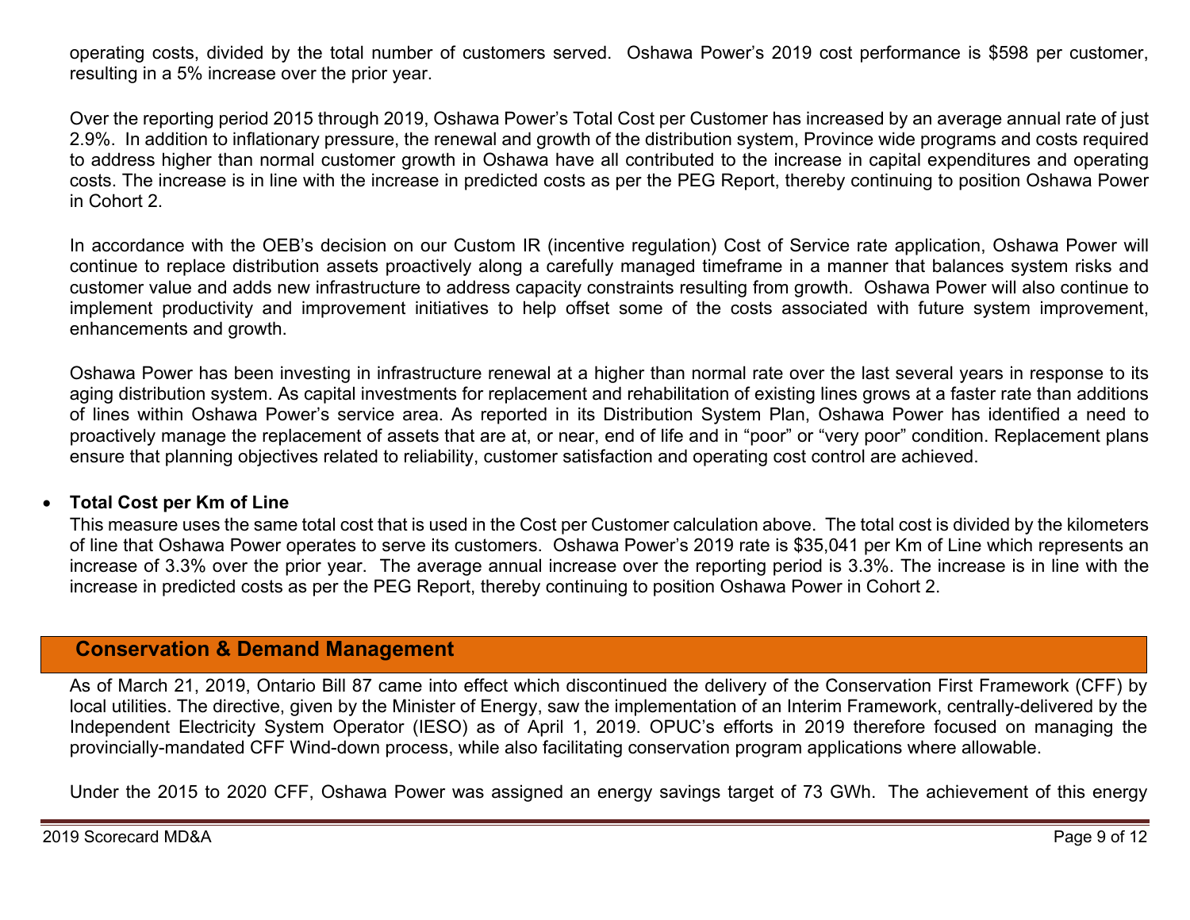operating costs, divided by the total number of customers served. Oshawa Power's 2019 cost performance is $598 per customer, resulting in a 5% increase over the prior year.

Over the reporting period 2015 through 2019, Oshawa Power's Total Cost per Customer has increased by an average annual rate of just 2.9%. In addition to inflationary pressure, the renewal and growth of the distribution system, Province wide programs and costs required to address higher than normal customer growth in Oshawa have all contributed to the increase in capital expenditures and operating costs. The increase is in line with the increase in predicted costs as per the PEG Report, thereby continuing to position Oshawa Power in Cohort 2.

In accordance with the OEB's decision on our Custom IR (incentive regulation) Cost of Service rate application, Oshawa Power will continue to replace distribution assets proactively along a carefully managed timeframe in a manner that balances system risks and customer value and adds new infrastructure to address capacity constraints resulting from growth. Oshawa Power will also continue to implement productivity and improvement initiatives to help offset some of the costs associated with future system improvement, enhancements and growth.

Oshawa Power has been investing in infrastructure renewal at a higher than normal rate over the last several years in response to its aging distribution system. As capital investments for replacement and rehabilitation of existing lines grows at a faster rate than additions of lines within Oshawa Power's service area. As reported in its Distribution System Plan, Oshawa Power has identified a need to proactively manage the replacement of assets that are at, or near, end of life and in "poor" or "very poor" condition. Replacement plans ensure that planning objectives related to reliability, customer satisfaction and operating cost control are achieved.

- **Total Cost per Km of Line**

  This measure uses the same total cost that is used in the Cost per Customer calculation above. The total cost is divided by the kilometers of line that Oshawa Power operates to serve its customers. Oshawa Power's 2019 rate is $35,041 per Km of Line which represents an increase of 3.3% over the prior year. The average annual increase over the reporting period is 3.3%. The increase is in line with the increase in predicted costs as per the PEG Report, thereby continuing to position Oshawa Power in Cohort 2.

## Conservation & Demand Management

As of March 21, 2019, Ontario Bill 87 came into effect which discontinued the delivery of the Conservation First Framework (CFF) by local utilities. The directive, given by the Minister of Energy, saw the implementation of an Interim Framework, centrally-delivered by the Independent Electricity System Operator (IESO) as of April 1, 2019. OPUC's efforts in 2019 therefore focused on managing the provincially-mandated CFF Wind-down process, while also facilitating conservation program applications where allowable.

Under the 2015 to 2020 CFF, Oshawa Power was assigned an energy savings target of 73 GWh. The achievement of this energy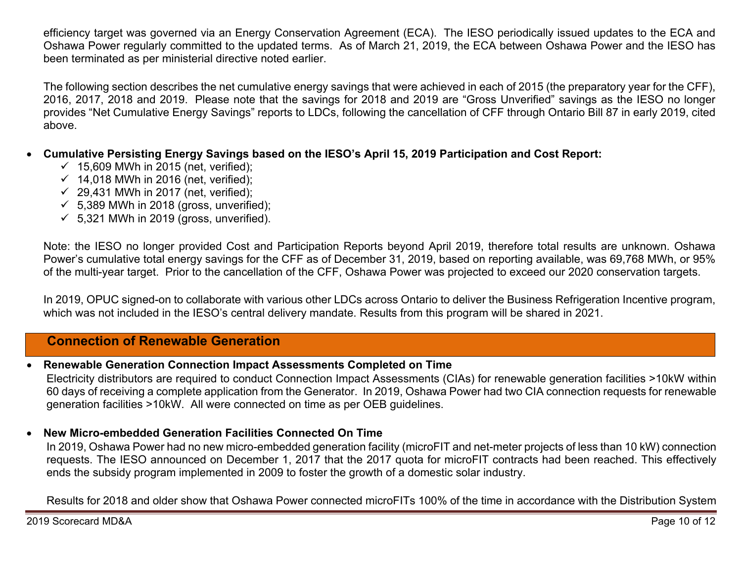efficiency target was governed via an Energy Conservation Agreement (ECA). The IESO periodically issued updates to the ECA and Oshawa Power regularly committed to the updated terms. As of March 21, 2019, the ECA between Oshawa Power and the IESO has been terminated as per ministerial directive noted earlier.

The following section describes the net cumulative energy savings that were achieved in each of 2015 (the preparatory year for the CFF), 2016, 2017, 2018 and 2019. Please note that the savings for 2018 and 2019 are "Gross Unverified" savings as the IESO no longer provides "Net Cumulative Energy Savings" reports to LDCs, following the cancellation of CFF through Ontario Bill 87 in early 2019, cited above.

- **Cumulative Persisting Energy Savings based on the IESO's April 15, 2019 Participation and Cost Report:**
  - ✓ 15,609 MWh in 2015 (net, verified);
  - ✓ 14,018 MWh in 2016 (net, verified);
  - ✓ 29,431 MWh in 2017 (net, verified);
  - ✓ 5,389 MWh in 2018 (gross, unverified);
  - ✓ 5,321 MWh in 2019 (gross, unverified).

  Note: the IESO no longer provided Cost and Participation Reports beyond April 2019, therefore total results are unknown. Oshawa Power's cumulative total energy savings for the CFF as of December 31, 2019, based on reporting available, was 69,768 MWh, or 95% of the multi-year target. Prior to the cancellation of the CFF, Oshawa Power was projected to exceed our 2020 conservation targets.

  In 2019, OPUC signed-on to collaborate with various other LDCs across Ontario to deliver the Business Refrigeration Incentive program, which was not included in the IESO's central delivery mandate. Results from this program will be shared in 2021.

## Connection of Renewable Generation

- **Renewable Generation Connection Impact Assessments Completed on Time**
  Electricity distributors are required to conduct Connection Impact Assessments (CIAs) for renewable generation facilities >10kW within 60 days of receiving a complete application from the Generator. In 2019, Oshawa Power had two CIA connection requests for renewable generation facilities >10kW. All were connected on time as per OEB guidelines.

- **New Micro-embedded Generation Facilities Connected On Time**
  In 2019, Oshawa Power had no new micro-embedded generation facility (microFIT and net-meter projects of less than 10 kW) connection requests. The IESO announced on December 1, 2017 that the 2017 quota for microFIT contracts had been reached. This effectively ends the subsidy program implemented in 2009 to foster the growth of a domestic solar industry.

  Results for 2018 and older show that Oshawa Power connected microFITs 100% of the time in accordance with the Distribution System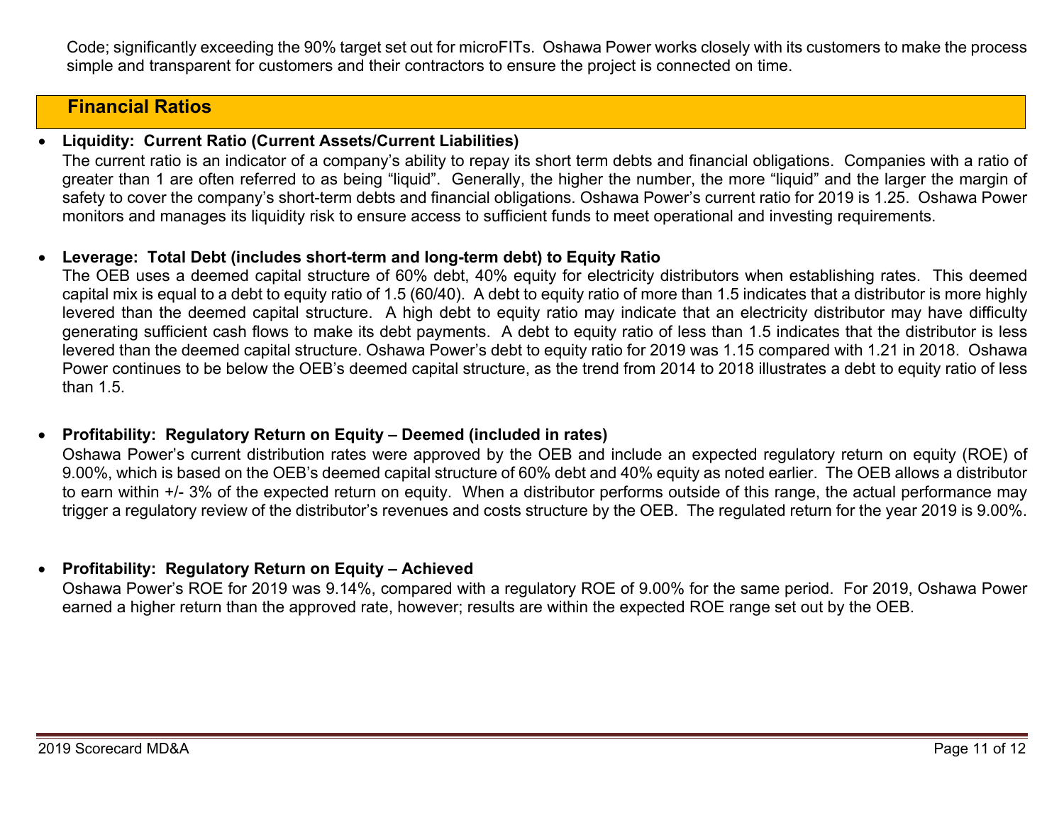Code; significantly exceeding the 90% target set out for microFITs. Oshawa Power works closely with its customers to make the process simple and transparent for customers and their contractors to ensure the project is connected on time.

## Financial Ratios

- **Liquidity: Current Ratio (Current Assets/Current Liabilities)**
  The current ratio is an indicator of a company's ability to repay its short term debts and financial obligations. Companies with a ratio of greater than 1 are often referred to as being "liquid". Generally, the higher the number, the more "liquid" and the larger the margin of safety to cover the company's short-term debts and financial obligations. Oshawa Power's current ratio for 2019 is 1.25. Oshawa Power monitors and manages its liquidity risk to ensure access to sufficient funds to meet operational and investing requirements.

- **Leverage: Total Debt (includes short-term and long-term debt) to Equity Ratio**
  The OEB uses a deemed capital structure of 60% debt, 40% equity for electricity distributors when establishing rates. This deemed capital mix is equal to a debt to equity ratio of 1.5 (60/40). A debt to equity ratio of more than 1.5 indicates that a distributor is more highly levered than the deemed capital structure. A high debt to equity ratio may indicate that an electricity distributor may have difficulty generating sufficient cash flows to make its debt payments. A debt to equity ratio of less than 1.5 indicates that the distributor is less levered than the deemed capital structure. Oshawa Power's debt to equity ratio for 2019 was 1.15 compared with 1.21 in 2018. Oshawa Power continues to be below the OEB's deemed capital structure, as the trend from 2014 to 2018 illustrates a debt to equity ratio of less than 1.5.

- **Profitability: Regulatory Return on Equity – Deemed (included in rates)**
  Oshawa Power's current distribution rates were approved by the OEB and include an expected regulatory return on equity (ROE) of 9.00%, which is based on the OEB's deemed capital structure of 60% debt and 40% equity as noted earlier. The OEB allows a distributor to earn within +/- 3% of the expected return on equity. When a distributor performs outside of this range, the actual performance may trigger a regulatory review of the distributor's revenues and costs structure by the OEB. The regulated return for the year 2019 is 9.00%.

- **Profitability: Regulatory Return on Equity – Achieved**
  Oshawa Power's ROE for 2019 was 9.14%, compared with a regulatory ROE of 9.00% for the same period. For 2019, Oshawa Power earned a higher return than the approved rate, however; results are within the expected ROE range set out by the OEB.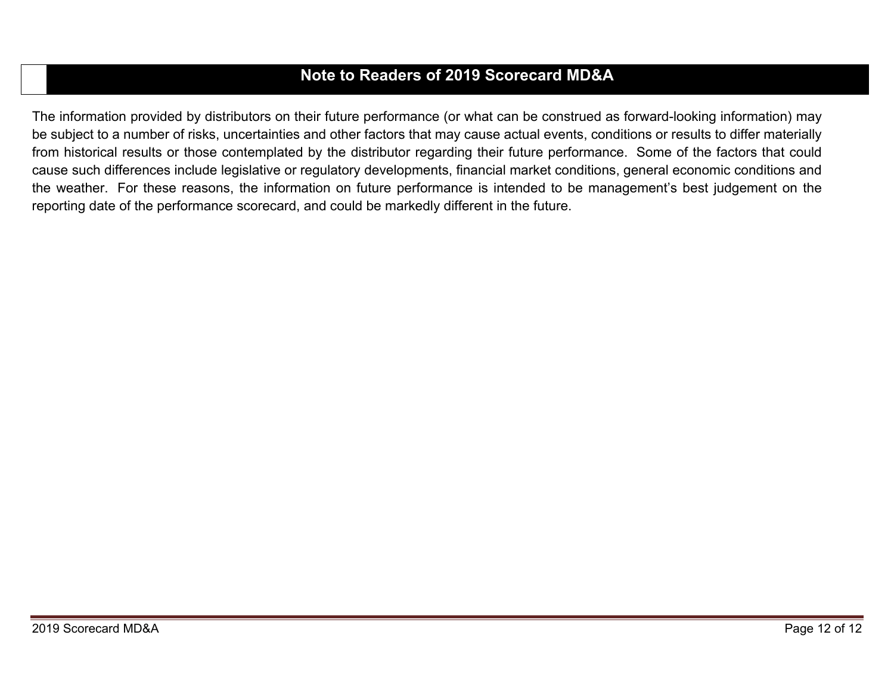## Note to Readers of 2019 Scorecard MD&A

The information provided by distributors on their future performance (or what can be construed as forward-looking information) may be subject to a number of risks, uncertainties and other factors that may cause actual events, conditions or results to differ materially from historical results or those contemplated by the distributor regarding their future performance. Some of the factors that could cause such differences include legislative or regulatory developments, financial market conditions, general economic conditions and the weather. For these reasons, the information on future performance is intended to be management's best judgement on the reporting date of the performance scorecard, and could be markedly different in the future.